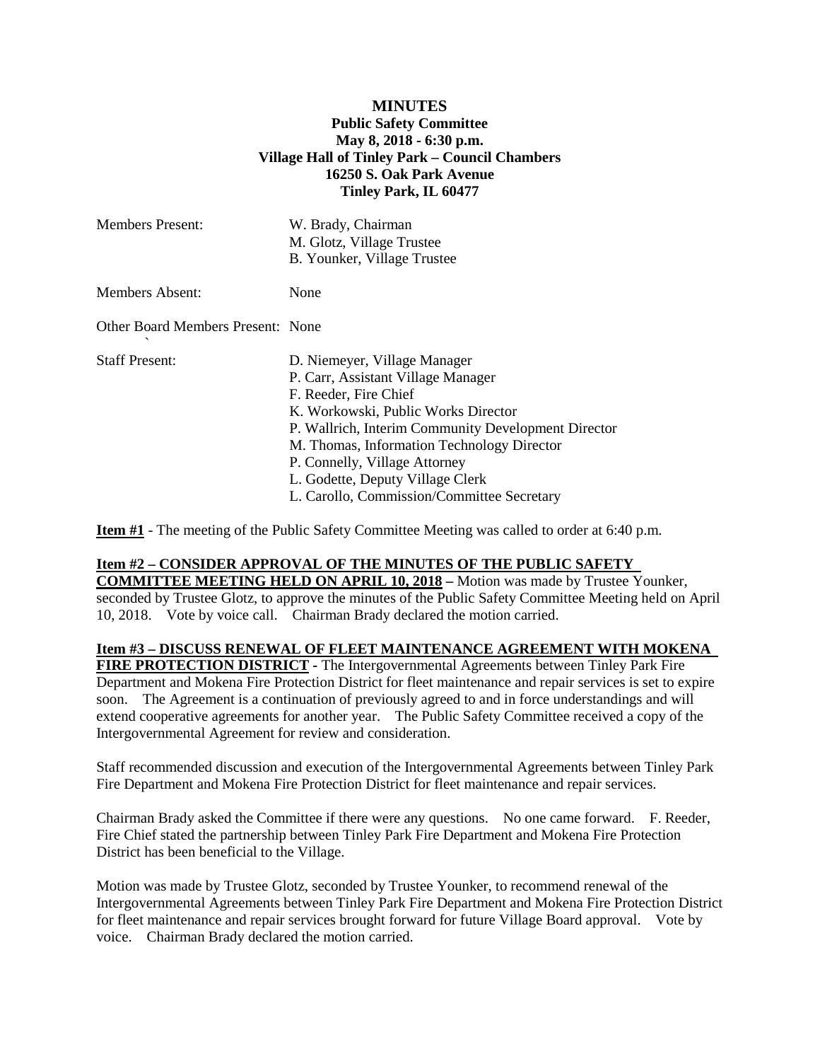# MINUTES

**Public Safety Committee**
**May 8, 2018 - 6:30 p.m.**
**Village Hall of Tinley Park – Council Chambers**
**16250 S. Oak Park Avenue**
**Tinley Park, IL 60477**

| | |
|---|---|
| Members Present: | W. Brady, Chairman<br>M. Glotz, Village Trustee<br>B. Younker, Village Trustee |
| Members Absent: | None |
| Other Board Members Present: | None |
| Staff Present: | D. Niemeyer, Village Manager<br>P. Carr, Assistant Village Manager<br>F. Reeder, Fire Chief<br>K. Workowski, Public Works Director<br>P. Wallrich, Interim Community Development Director<br>M. Thomas, Information Technology Director<br>P. Connelly, Village Attorney<br>L. Godette, Deputy Village Clerk<br>L. Carollo, Commission/Committee Secretary |

**Item #1** - The meeting of the Public Safety Committee Meeting was called to order at 6:40 p.m.

**Item #2 – CONSIDER APPROVAL OF THE MINUTES OF THE PUBLIC SAFETY COMMITTEE MEETING HELD ON APRIL 10, 2018 –** Motion was made by Trustee Younker, seconded by Trustee Glotz, to approve the minutes of the Public Safety Committee Meeting held on April 10, 2018. Vote by voice call. Chairman Brady declared the motion carried.

**Item #3 – DISCUSS RENEWAL OF FLEET MAINTENANCE AGREEMENT WITH MOKENA FIRE PROTECTION DISTRICT** - The Intergovernmental Agreements between Tinley Park Fire Department and Mokena Fire Protection District for fleet maintenance and repair services is set to expire soon. The Agreement is a continuation of previously agreed to and in force understandings and will extend cooperative agreements for another year. The Public Safety Committee received a copy of the Intergovernmental Agreement for review and consideration.

Staff recommended discussion and execution of the Intergovernmental Agreements between Tinley Park Fire Department and Mokena Fire Protection District for fleet maintenance and repair services.

Chairman Brady asked the Committee if there were any questions. No one came forward. F. Reeder, Fire Chief stated the partnership between Tinley Park Fire Department and Mokena Fire Protection District has been beneficial to the Village.

Motion was made by Trustee Glotz, seconded by Trustee Younker, to recommend renewal of the Intergovernmental Agreements between Tinley Park Fire Department and Mokena Fire Protection District for fleet maintenance and repair services brought forward for future Village Board approval. Vote by voice. Chairman Brady declared the motion carried.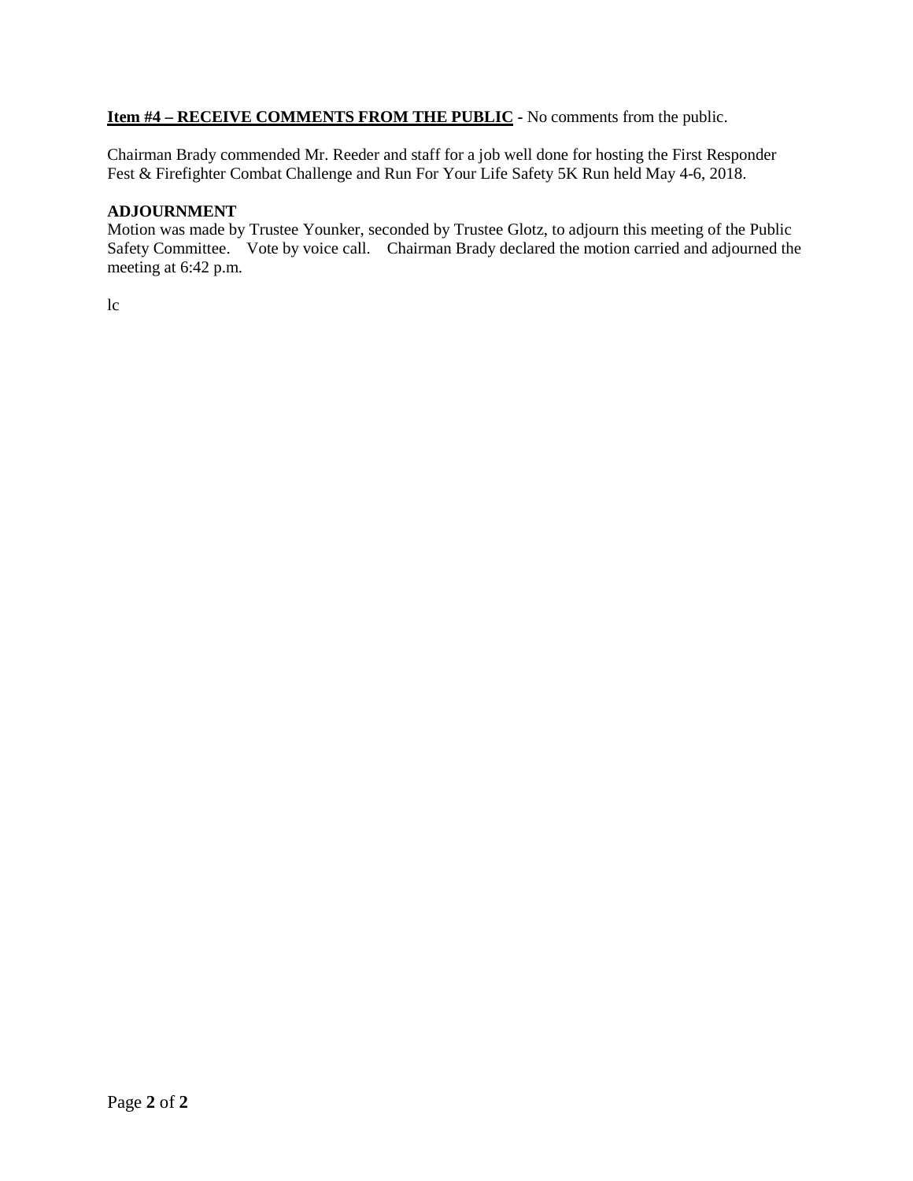**Item #4 – RECEIVE COMMENTS FROM THE PUBLIC** - No comments from the public.

Chairman Brady commended Mr. Reeder and staff for a job well done for hosting the First Responder Fest & Firefighter Combat Challenge and Run For Your Life Safety 5K Run held May 4-6, 2018.

**ADJOURNMENT**

Motion was made by Trustee Younker, seconded by Trustee Glotz, to adjourn this meeting of the Public Safety Committee. Vote by voice call. Chairman Brady declared the motion carried and adjourned the meeting at 6:42 p.m.

lc